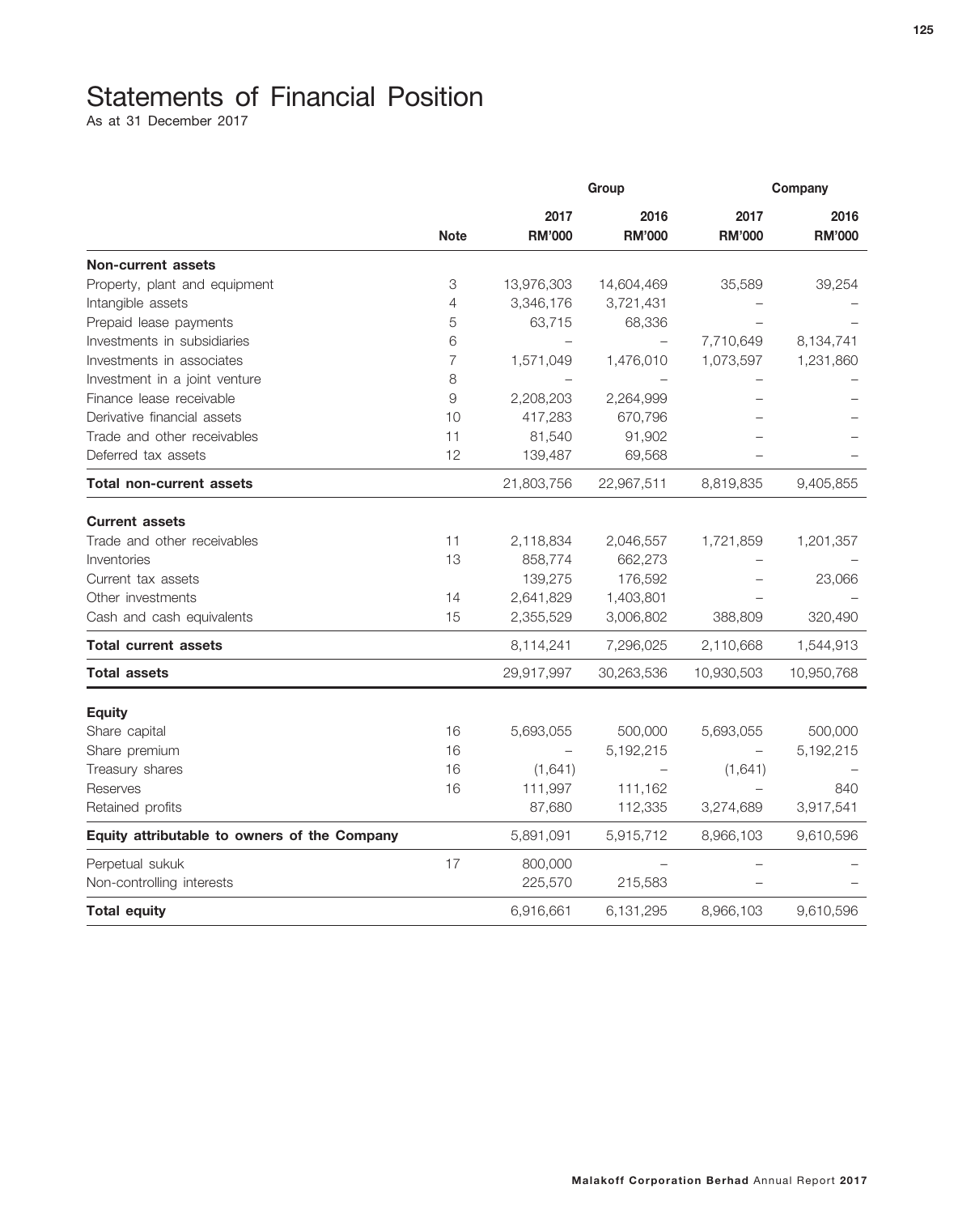# Statements of Financial Position

As at 31 December 2017

| | | Group | | Company | |
|---|---|---|---|---|---|
| | Note | 2017 RM'000 | 2016 RM'000 | 2017 RM'000 | 2016 RM'000 |
| **Non-current assets** | | | | | |
| Property, plant and equipment | 3 | 13,976,303 | 14,604,469 | 35,589 | 39,254 |
| Intangible assets | 4 | 3,346,176 | 3,721,431 | – | – |
| Prepaid lease payments | 5 | 63,715 | 68,336 | – | – |
| Investments in subsidiaries | 6 | – | – | 7,710,649 | 8,134,741 |
| Investments in associates | 7 | 1,571,049 | 1,476,010 | 1,073,597 | 1,231,860 |
| Investment in a joint venture | 8 | – | – | – | – |
| Finance lease receivable | 9 | 2,208,203 | 2,264,999 | – | – |
| Derivative financial assets | 10 | 417,283 | 670,796 | – | – |
| Trade and other receivables | 11 | 81,540 | 91,902 | – | – |
| Deferred tax assets | 12 | 139,487 | 69,568 | – | – |
| **Total non-current assets** | | 21,803,756 | 22,967,511 | 8,819,835 | 9,405,855 |
| **Current assets** | | | | | |
| Trade and other receivables | 11 | 2,118,834 | 2,046,557 | 1,721,859 | 1,201,357 |
| Inventories | 13 | 858,774 | 662,273 | – | – |
| Current tax assets | | 139,275 | 176,592 | – | 23,066 |
| Other investments | 14 | 2,641,829 | 1,403,801 | – | – |
| Cash and cash equivalents | 15 | 2,355,529 | 3,006,802 | 388,809 | 320,490 |
| **Total current assets** | | 8,114,241 | 7,296,025 | 2,110,668 | 1,544,913 |
| **Total assets** | | 29,917,997 | 30,263,536 | 10,930,503 | 10,950,768 |
| **Equity** | | | | | |
| Share capital | 16 | 5,693,055 | 500,000 | 5,693,055 | 500,000 |
| Share premium | 16 | – | 5,192,215 | – | 5,192,215 |
| Treasury shares | 16 | (1,641) | – | (1,641) | – |
| Reserves | 16 | 111,997 | 111,162 | – | 840 |
| Retained profits | | 87,680 | 112,335 | 3,274,689 | 3,917,541 |
| **Equity attributable to owners of the Company** | | 5,891,091 | 5,915,712 | 8,966,103 | 9,610,596 |
| Perpetual sukuk | 17 | 800,000 | – | – | – |
| Non-controlling interests | | 225,570 | 215,583 | – | – |
| **Total equity** | | 6,916,661 | 6,131,295 | 8,966,103 | 9,610,596 |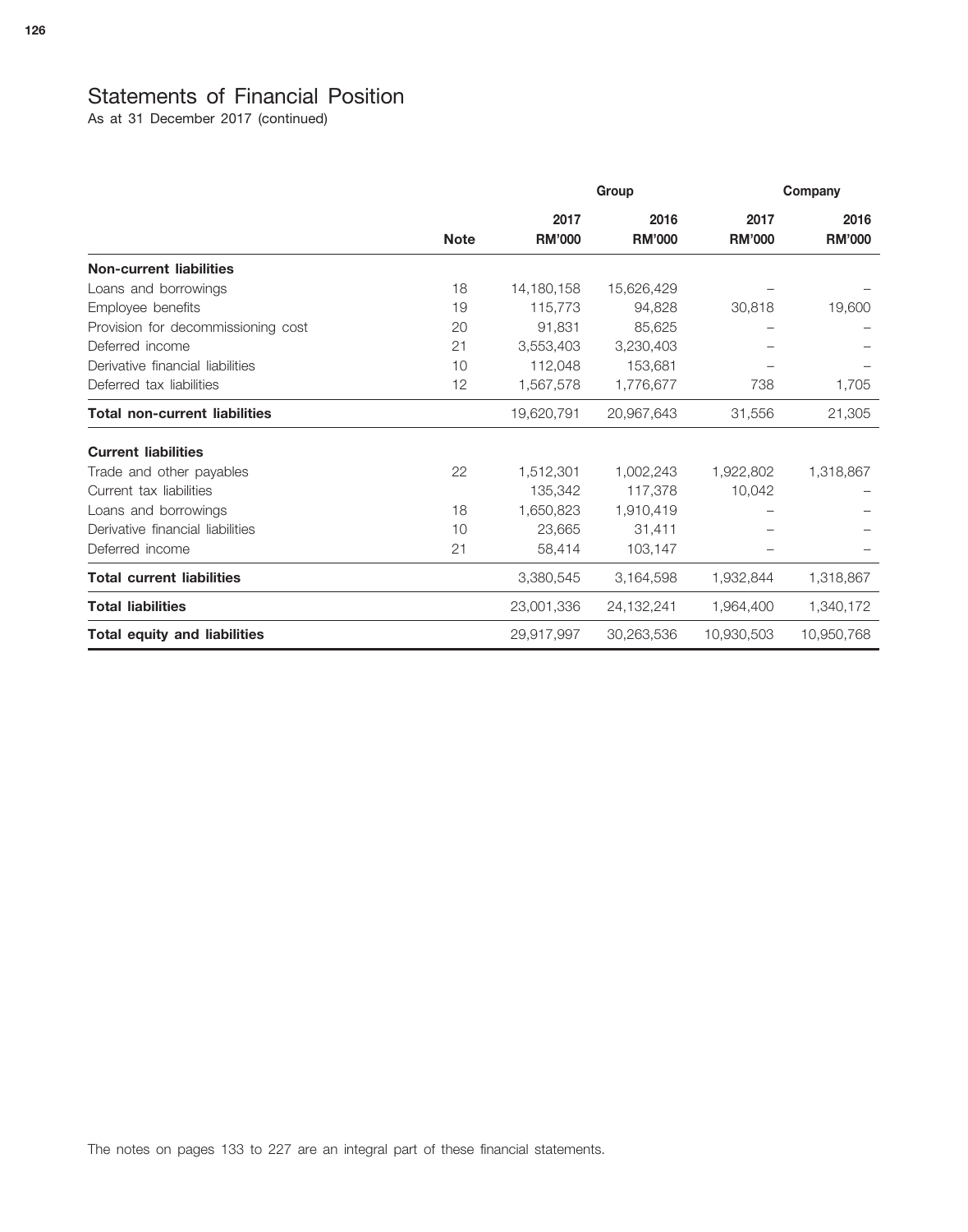# Statements of Financial Position

As at 31 December 2017 (continued)

| | | Group | | Company | |
|---|---|---|---|---|---|
| | **Note** | **2017 RM'000** | **2016 RM'000** | **2017 RM'000** | **2016 RM'000** |
| **Non-current liabilities** | | | | | |
| Loans and borrowings | 18 | 14,180,158 | 15,626,429 | – | – |
| Employee benefits | 19 | 115,773 | 94,828 | 30,818 | 19,600 |
| Provision for decommissioning cost | 20 | 91,831 | 85,625 | – | – |
| Deferred income | 21 | 3,553,403 | 3,230,403 | – | – |
| Derivative financial liabilities | 10 | 112,048 | 153,681 | – | – |
| Deferred tax liabilities | 12 | 1,567,578 | 1,776,677 | 738 | 1,705 |
| **Total non-current liabilities** | | 19,620,791 | 20,967,643 | 31,556 | 21,305 |
| **Current liabilities** | | | | | |
| Trade and other payables | 22 | 1,512,301 | 1,002,243 | 1,922,802 | 1,318,867 |
| Current tax liabilities | | 135,342 | 117,378 | 10,042 | – |
| Loans and borrowings | 18 | 1,650,823 | 1,910,419 | – | – |
| Derivative financial liabilities | 10 | 23,665 | 31,411 | – | – |
| Deferred income | 21 | 58,414 | 103,147 | – | – |
| **Total current liabilities** | | 3,380,545 | 3,164,598 | 1,932,844 | 1,318,867 |
| **Total liabilities** | | 23,001,336 | 24,132,241 | 1,964,400 | 1,340,172 |
| **Total equity and liabilities** | | 29,917,997 | 30,263,536 | 10,930,503 | 10,950,768 |

The notes on pages 133 to 227 are an integral part of these financial statements.